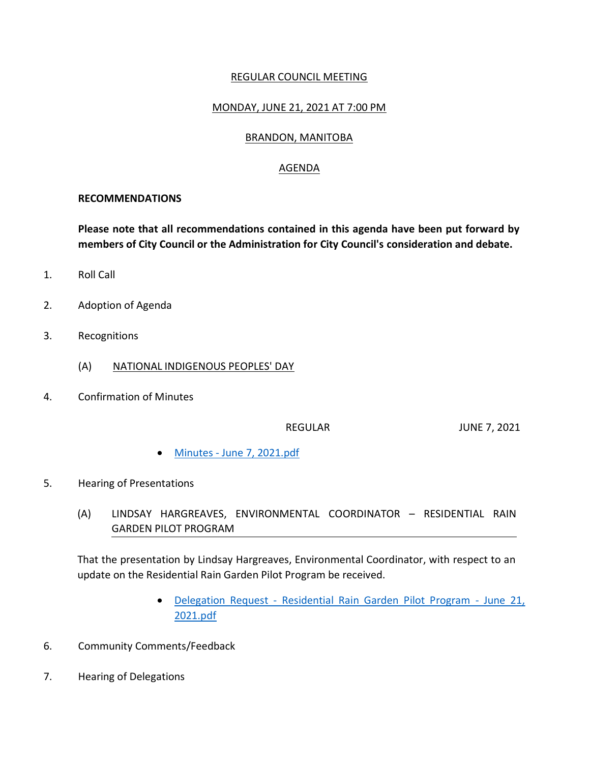# REGULAR COUNCIL MEETING

## MONDAY, JUNE 21, 2021 AT 7:00 PM

## BRANDON, MANITOBA

## AGENDA

**RECOMMENDATIONS**

**Please note that all recommendations contained in this agenda have been put forward by members of City Council or the Administration for City Council's consideration and debate.**

1. Roll Call

2. Adoption of Agenda

3. Recognitions

   (A) NATIONAL INDIGENOUS PEOPLES' DAY

4. Confirmation of Minutes

   REGULAR JUNE 7, 2021

   - Minutes - June 7, 2021.pdf

5. Hearing of Presentations

   (A) LINDSAY HARGREAVES, ENVIRONMENTAL COORDINATOR – RESIDENTIAL RAIN GARDEN PILOT PROGRAM

   That the presentation by Lindsay Hargreaves, Environmental Coordinator, with respect to an update on the Residential Rain Garden Pilot Program be received.

   - Delegation Request - Residential Rain Garden Pilot Program - June 21, 2021.pdf

6. Community Comments/Feedback

7. Hearing of Delegations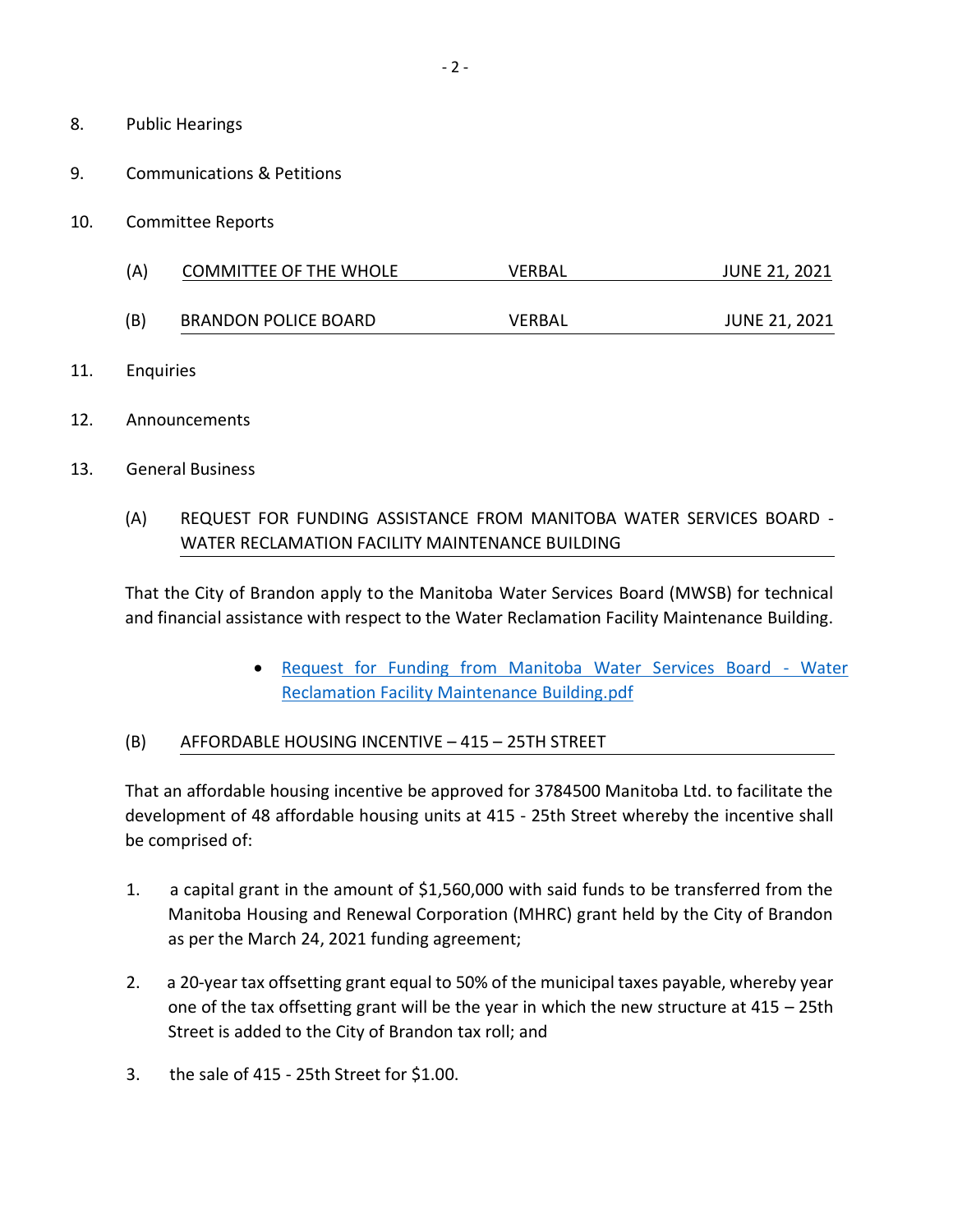8. Public Hearings

9. Communications & Petitions

10. Committee Reports

| (A) | COMMITTEE OF THE WHOLE | VERBAL | JUNE 21, 2021 |
|---|---|---|---|
| (B) | BRANDON POLICE BOARD | VERBAL | JUNE 21, 2021 |

11. Enquiries

12. Announcements

13. General Business

(A) REQUEST FOR FUNDING ASSISTANCE FROM MANITOBA WATER SERVICES BOARD - WATER RECLAMATION FACILITY MAINTENANCE BUILDING

That the City of Brandon apply to the Manitoba Water Services Board (MWSB) for technical and financial assistance with respect to the Water Reclamation Facility Maintenance Building.

- Request for Funding from Manitoba Water Services Board - Water Reclamation Facility Maintenance Building.pdf

(B) AFFORDABLE HOUSING INCENTIVE – 415 – 25TH STREET

That an affordable housing incentive be approved for 3784500 Manitoba Ltd. to facilitate the development of 48 affordable housing units at 415 - 25th Street whereby the incentive shall be comprised of:

1. a capital grant in the amount of $1,560,000 with said funds to be transferred from the Manitoba Housing and Renewal Corporation (MHRC) grant held by the City of Brandon as per the March 24, 2021 funding agreement;

2. a 20-year tax offsetting grant equal to 50% of the municipal taxes payable, whereby year one of the tax offsetting grant will be the year in which the new structure at 415 – 25th Street is added to the City of Brandon tax roll; and

3. the sale of 415 - 25th Street for $1.00.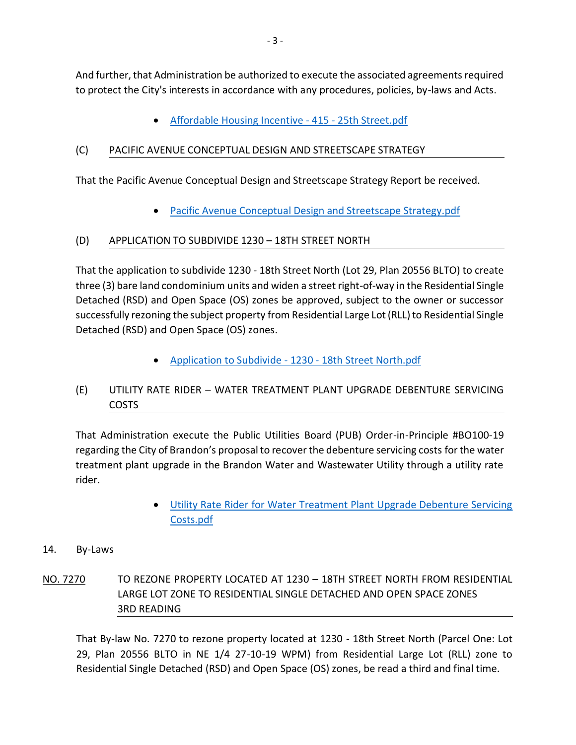And further, that Administration be authorized to execute the associated agreements required to protect the City's interests in accordance with any procedures, policies, by-laws and Acts.

- Affordable Housing Incentive - 415 - 25th Street.pdf

(C) PACIFIC AVENUE CONCEPTUAL DESIGN AND STREETSCAPE STRATEGY

That the Pacific Avenue Conceptual Design and Streetscape Strategy Report be received.

- Pacific Avenue Conceptual Design and Streetscape Strategy.pdf

(D) APPLICATION TO SUBDIVIDE 1230 – 18TH STREET NORTH

That the application to subdivide 1230 - 18th Street North (Lot 29, Plan 20556 BLTO) to create three (3) bare land condominium units and widen a street right-of-way in the Residential Single Detached (RSD) and Open Space (OS) zones be approved, subject to the owner or successor successfully rezoning the subject property from Residential Large Lot (RLL) to Residential Single Detached (RSD) and Open Space (OS) zones.

- Application to Subdivide - 1230 - 18th Street North.pdf

(E) UTILITY RATE RIDER – WATER TREATMENT PLANT UPGRADE DEBENTURE SERVICING COSTS

That Administration execute the Public Utilities Board (PUB) Order-in-Principle #BO100-19 regarding the City of Brandon's proposal to recover the debenture servicing costs for the water treatment plant upgrade in the Brandon Water and Wastewater Utility through a utility rate rider.

- Utility Rate Rider for Water Treatment Plant Upgrade Debenture Servicing Costs.pdf

14. By-Laws

NO. 7270 TO REZONE PROPERTY LOCATED AT 1230 – 18TH STREET NORTH FROM RESIDENTIAL LARGE LOT ZONE TO RESIDENTIAL SINGLE DETACHED AND OPEN SPACE ZONES 3RD READING

That By-law No. 7270 to rezone property located at 1230 - 18th Street North (Parcel One: Lot 29, Plan 20556 BLTO in NE 1/4 27-10-19 WPM) from Residential Large Lot (RLL) zone to Residential Single Detached (RSD) and Open Space (OS) zones, be read a third and final time.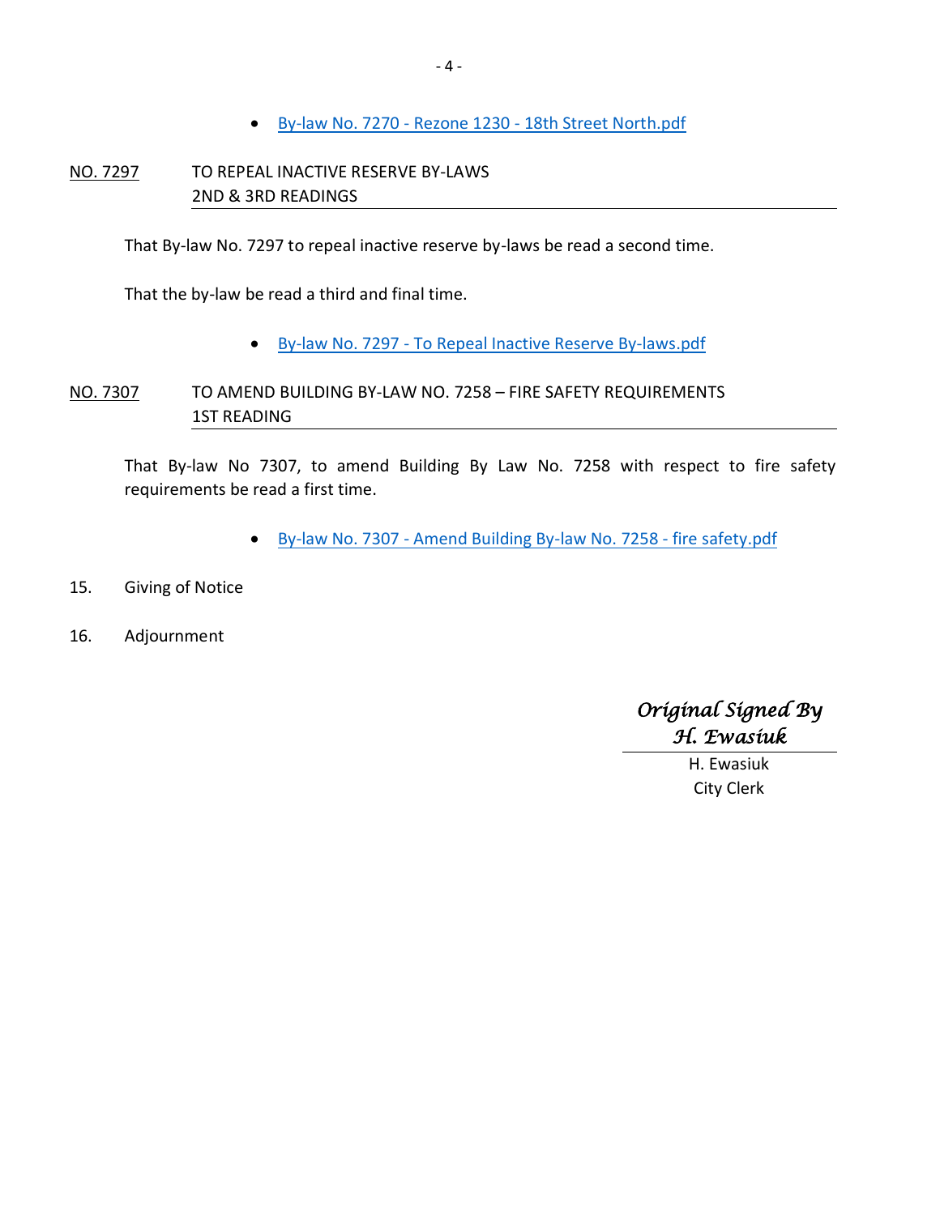- By-law No. 7270 - Rezone 1230 - 18th Street North.pdf

NO. 7297 TO REPEAL INACTIVE RESERVE BY-LAWS
2ND & 3RD READINGS

That By-law No. 7297 to repeal inactive reserve by-laws be read a second time.

That the by-law be read a third and final time.

- By-law No. 7297 - To Repeal Inactive Reserve By-laws.pdf

NO. 7307 TO AMEND BUILDING BY-LAW NO. 7258 – FIRE SAFETY REQUIREMENTS
1ST READING

That By-law No 7307, to amend Building By Law No. 7258 with respect to fire safety requirements be read a first time.

- By-law No. 7307 - Amend Building By-law No. 7258 - fire safety.pdf

15. Giving of Notice

16. Adjournment

*Original Signed By*
*H. Ewasiuk*

H. Ewasiuk
City Clerk